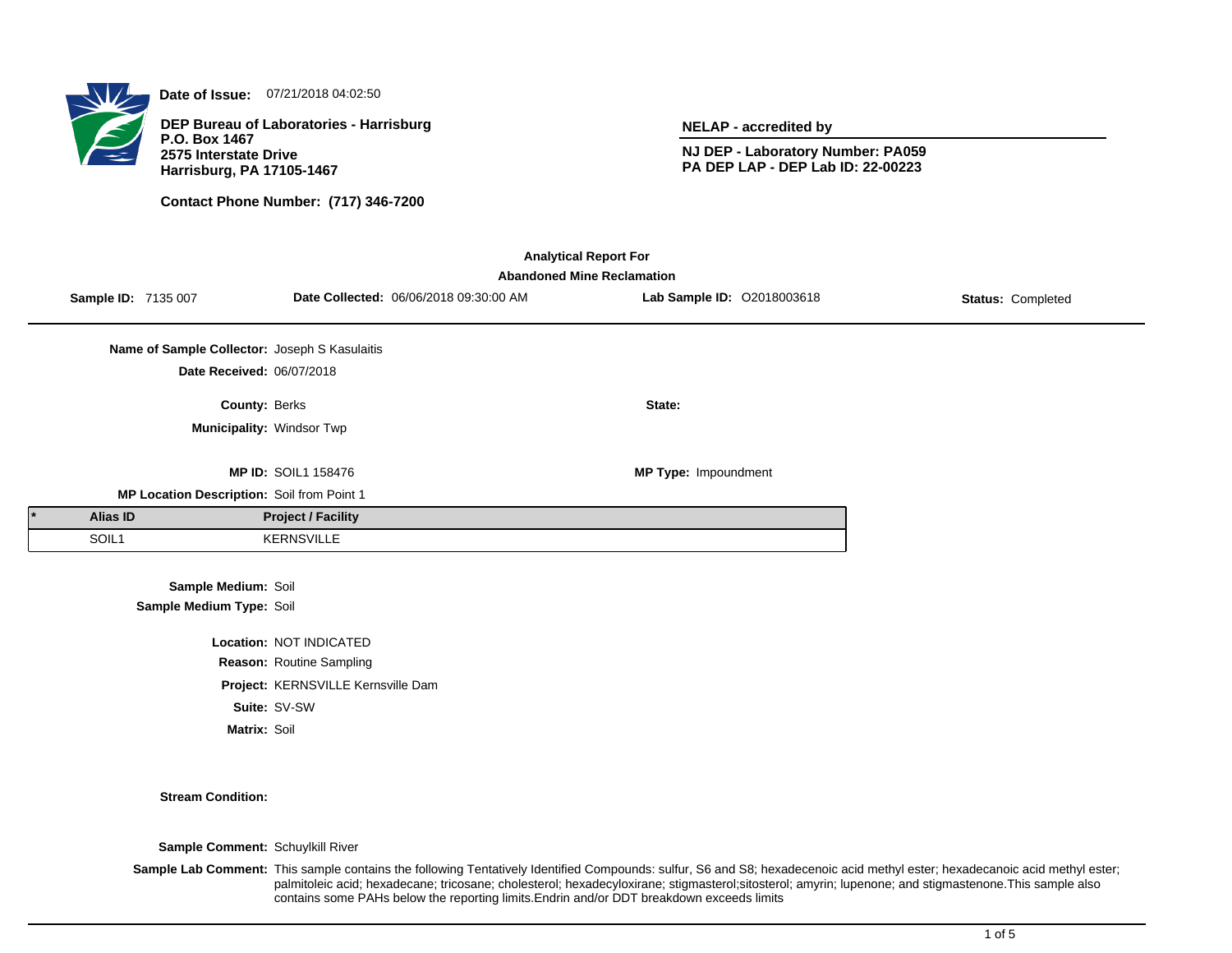**Date of Issue:** 07/21/2018 04:02:50

**DEP Bureau of Laboratories - Harrisburg**
**P.O. Box 1467**
**2575 Interstate Drive**
**Harrisburg, PA 17105-1467**

**Contact Phone Number: (717) 346-7200**

**NELAP - accredited by**

**NJ DEP - Laboratory Number: PA059**
**PA DEP LAP - DEP Lab ID: 22-00223**

## Analytical Report For
## Abandoned Mine Reclamation

**Sample ID:** 7135 007 **Date Collected:** 06/06/2018 09:30:00 AM **Lab Sample ID:** O2018003618 **Status:** Completed

**Name of Sample Collector:** Joseph S Kasulaitis

**Date Received:** 06/07/2018

**County:** Berks **State:**

**Municipality:** Windsor Twp

**MP ID:** SOIL1 158476 **MP Type:** Impoundment

**MP Location Description:** Soil from Point 1

| * | Alias ID | Project / Facility |
|---|---|---|
| | SOIL1 | KERNSVILLE |

**Sample Medium:** Soil

**Sample Medium Type:** Soil

**Location:** NOT INDICATED

**Reason:** Routine Sampling

**Project:** KERNSVILLE Kernsville Dam

**Suite:** SV-SW

**Matrix:** Soil

**Stream Condition:**

**Sample Comment:** Schuylkill River

**Sample Lab Comment:** This sample contains the following Tentatively Identified Compounds: sulfur, S6 and S8; hexadecenoic acid methyl ester; hexadecanoic acid methyl ester; palmitoleic acid; hexadecane; tricosane; cholesterol; hexadecyloxirane; stigmasterol;sitosterol; amyrin; lupenone; and stigmastenone.This sample also contains some PAHs below the reporting limits.Endrin and/or DDT breakdown exceeds limits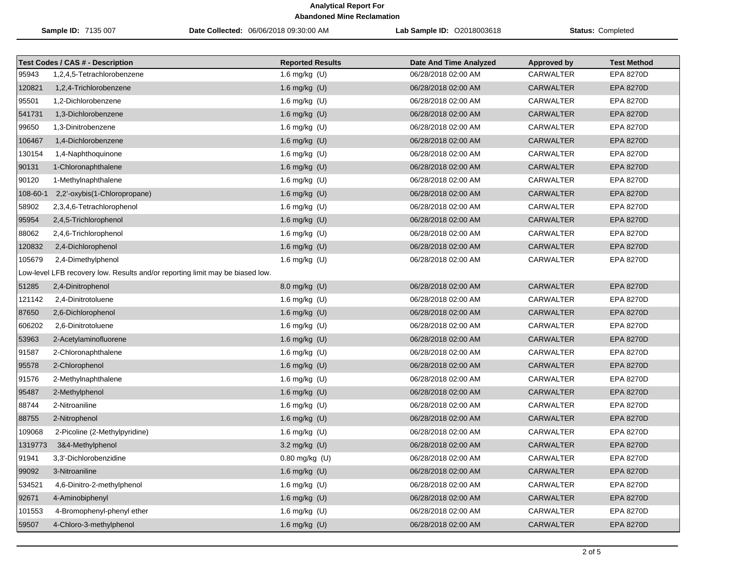**Analytical Report For**
**Abandoned Mine Reclamation**

**Sample ID:** 7135 007 | **Date Collected:** 06/06/2018 09:30:00 AM | **Lab Sample ID:** O2018003618 | **Status:** Completed

| Test Codes / CAS # - Description | | Reported Results | Date And Time Analyzed | Approved by | Test Method |
|---|---|---|---|---|---|
| 95943 | 1,2,4,5-Tetrachlorobenzene | 1.6 mg/kg (U) | 06/28/2018 02:00 AM | CARWALTER | EPA 8270D |
| 120821 | 1,2,4-Trichlorobenzene | 1.6 mg/kg (U) | 06/28/2018 02:00 AM | CARWALTER | EPA 8270D |
| 95501 | 1,2-Dichlorobenzene | 1.6 mg/kg (U) | 06/28/2018 02:00 AM | CARWALTER | EPA 8270D |
| 541731 | 1,3-Dichlorobenzene | 1.6 mg/kg (U) | 06/28/2018 02:00 AM | CARWALTER | EPA 8270D |
| 99650 | 1,3-Dinitrobenzene | 1.6 mg/kg (U) | 06/28/2018 02:00 AM | CARWALTER | EPA 8270D |
| 106467 | 1,4-Dichlorobenzene | 1.6 mg/kg (U) | 06/28/2018 02:00 AM | CARWALTER | EPA 8270D |
| 130154 | 1,4-Naphthoquinone | 1.6 mg/kg (U) | 06/28/2018 02:00 AM | CARWALTER | EPA 8270D |
| 90131 | 1-Chloronaphthalene | 1.6 mg/kg (U) | 06/28/2018 02:00 AM | CARWALTER | EPA 8270D |
| 90120 | 1-Methylnaphthalene | 1.6 mg/kg (U) | 06/28/2018 02:00 AM | CARWALTER | EPA 8270D |
| 108-60-1 | 2,2'-oxybis(1-Chloropropane) | 1.6 mg/kg (U) | 06/28/2018 02:00 AM | CARWALTER | EPA 8270D |
| 58902 | 2,3,4,6-Tetrachlorophenol | 1.6 mg/kg (U) | 06/28/2018 02:00 AM | CARWALTER | EPA 8270D |
| 95954 | 2,4,5-Trichlorophenol | 1.6 mg/kg (U) | 06/28/2018 02:00 AM | CARWALTER | EPA 8270D |
| 88062 | 2,4,6-Trichlorophenol | 1.6 mg/kg (U) | 06/28/2018 02:00 AM | CARWALTER | EPA 8270D |
| 120832 | 2,4-Dichlorophenol | 1.6 mg/kg (U) | 06/28/2018 02:00 AM | CARWALTER | EPA 8270D |
| 105679 | 2,4-Dimethylphenol | 1.6 mg/kg (U) | 06/28/2018 02:00 AM | CARWALTER | EPA 8270D |
| Low-level LFB recovery low. Results and/or reporting limit may be biased low. | | | | | |
| 51285 | 2,4-Dinitrophenol | 8.0 mg/kg (U) | 06/28/2018 02:00 AM | CARWALTER | EPA 8270D |
| 121142 | 2,4-Dinitrotoluene | 1.6 mg/kg (U) | 06/28/2018 02:00 AM | CARWALTER | EPA 8270D |
| 87650 | 2,6-Dichlorophenol | 1.6 mg/kg (U) | 06/28/2018 02:00 AM | CARWALTER | EPA 8270D |
| 606202 | 2,6-Dinitrotoluene | 1.6 mg/kg (U) | 06/28/2018 02:00 AM | CARWALTER | EPA 8270D |
| 53963 | 2-Acetylaminofluorene | 1.6 mg/kg (U) | 06/28/2018 02:00 AM | CARWALTER | EPA 8270D |
| 91587 | 2-Chloronaphthalene | 1.6 mg/kg (U) | 06/28/2018 02:00 AM | CARWALTER | EPA 8270D |
| 95578 | 2-Chlorophenol | 1.6 mg/kg (U) | 06/28/2018 02:00 AM | CARWALTER | EPA 8270D |
| 91576 | 2-Methylnaphthalene | 1.6 mg/kg (U) | 06/28/2018 02:00 AM | CARWALTER | EPA 8270D |
| 95487 | 2-Methylphenol | 1.6 mg/kg (U) | 06/28/2018 02:00 AM | CARWALTER | EPA 8270D |
| 88744 | 2-Nitroaniline | 1.6 mg/kg (U) | 06/28/2018 02:00 AM | CARWALTER | EPA 8270D |
| 88755 | 2-Nitrophenol | 1.6 mg/kg (U) | 06/28/2018 02:00 AM | CARWALTER | EPA 8270D |
| 109068 | 2-Picoline (2-Methylpyridine) | 1.6 mg/kg (U) | 06/28/2018 02:00 AM | CARWALTER | EPA 8270D |
| 1319773 | 3&4-Methylphenol | 3.2 mg/kg (U) | 06/28/2018 02:00 AM | CARWALTER | EPA 8270D |
| 91941 | 3,3'-Dichlorobenzidine | 0.80 mg/kg (U) | 06/28/2018 02:00 AM | CARWALTER | EPA 8270D |
| 99092 | 3-Nitroaniline | 1.6 mg/kg (U) | 06/28/2018 02:00 AM | CARWALTER | EPA 8270D |
| 534521 | 4,6-Dinitro-2-methylphenol | 1.6 mg/kg (U) | 06/28/2018 02:00 AM | CARWALTER | EPA 8270D |
| 92671 | 4-Aminobiphenyl | 1.6 mg/kg (U) | 06/28/2018 02:00 AM | CARWALTER | EPA 8270D |
| 101553 | 4-Bromophenyl-phenyl ether | 1.6 mg/kg (U) | 06/28/2018 02:00 AM | CARWALTER | EPA 8270D |
| 59507 | 4-Chloro-3-methylphenol | 1.6 mg/kg (U) | 06/28/2018 02:00 AM | CARWALTER | EPA 8270D |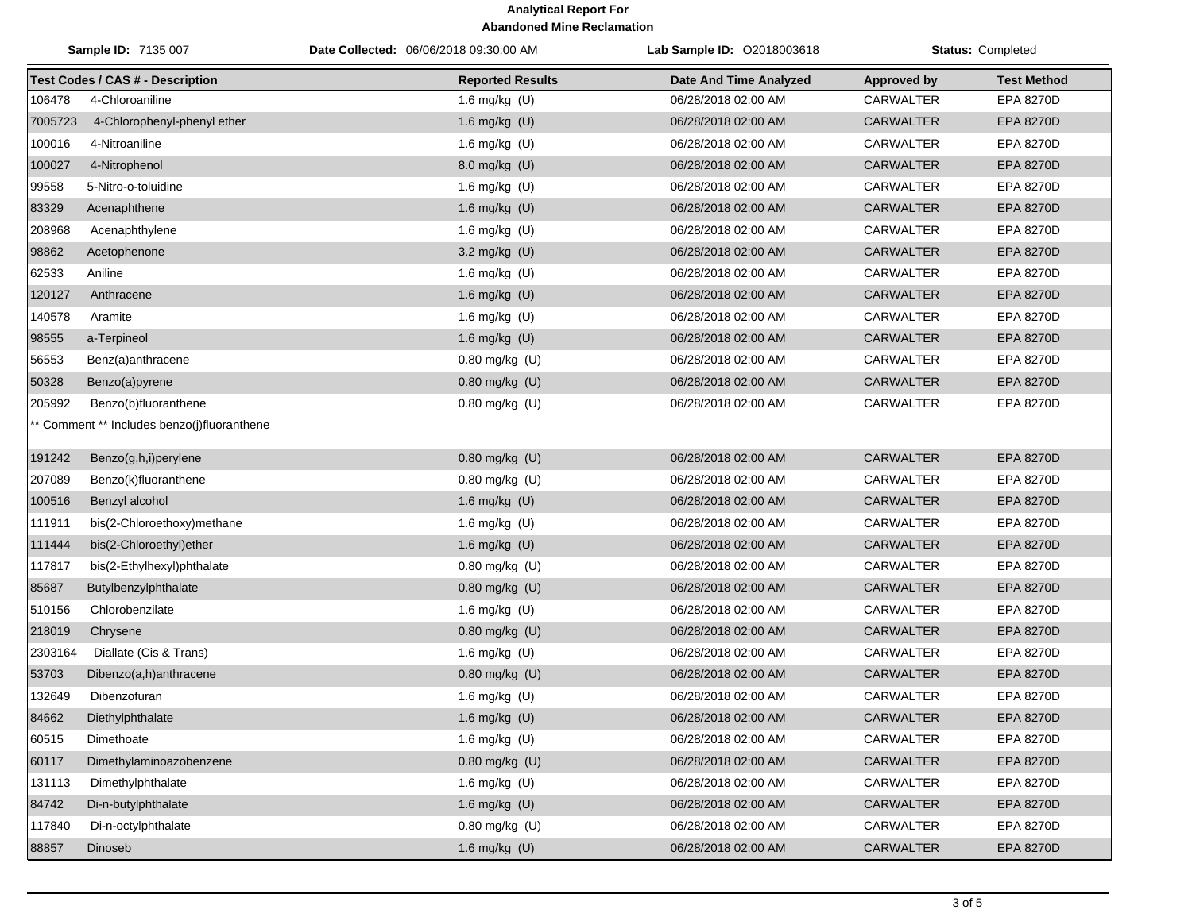**Analytical Report For**
**Abandoned Mine Reclamation**

**Sample ID:** 7135 007 **Date Collected:** 06/06/2018 09:30:00 AM **Lab Sample ID:** O2018003618 **Status:** Completed

| Test Codes / CAS # - Description | Reported Results | Date And Time Analyzed | Approved by | Test Method |
|---|---|---|---|---|
| 106478 4-Chloroaniline | 1.6 mg/kg (U) | 06/28/2018 02:00 AM | CARWALTER | EPA 8270D |
| 7005723 4-Chlorophenyl-phenyl ether | 1.6 mg/kg (U) | 06/28/2018 02:00 AM | CARWALTER | EPA 8270D |
| 100016 4-Nitroaniline | 1.6 mg/kg (U) | 06/28/2018 02:00 AM | CARWALTER | EPA 8270D |
| 100027 4-Nitrophenol | 8.0 mg/kg (U) | 06/28/2018 02:00 AM | CARWALTER | EPA 8270D |
| 99558 5-Nitro-o-toluidine | 1.6 mg/kg (U) | 06/28/2018 02:00 AM | CARWALTER | EPA 8270D |
| 83329 Acenaphthene | 1.6 mg/kg (U) | 06/28/2018 02:00 AM | CARWALTER | EPA 8270D |
| 208968 Acenaphthylene | 1.6 mg/kg (U) | 06/28/2018 02:00 AM | CARWALTER | EPA 8270D |
| 98862 Acetophenone | 3.2 mg/kg (U) | 06/28/2018 02:00 AM | CARWALTER | EPA 8270D |
| 62533 Aniline | 1.6 mg/kg (U) | 06/28/2018 02:00 AM | CARWALTER | EPA 8270D |
| 120127 Anthracene | 1.6 mg/kg (U) | 06/28/2018 02:00 AM | CARWALTER | EPA 8270D |
| 140578 Aramite | 1.6 mg/kg (U) | 06/28/2018 02:00 AM | CARWALTER | EPA 8270D |
| 98555 a-Terpineol | 1.6 mg/kg (U) | 06/28/2018 02:00 AM | CARWALTER | EPA 8270D |
| 56553 Benz(a)anthracene | 0.80 mg/kg (U) | 06/28/2018 02:00 AM | CARWALTER | EPA 8270D |
| 50328 Benzo(a)pyrene | 0.80 mg/kg (U) | 06/28/2018 02:00 AM | CARWALTER | EPA 8270D |
| 205992 Benzo(b)fluoranthene | 0.80 mg/kg (U) | 06/28/2018 02:00 AM | CARWALTER | EPA 8270D |
| ** Comment ** Includes benzo(j)fluoranthene | | | | |
| 191242 Benzo(g,h,i)perylene | 0.80 mg/kg (U) | 06/28/2018 02:00 AM | CARWALTER | EPA 8270D |
| 207089 Benzo(k)fluoranthene | 0.80 mg/kg (U) | 06/28/2018 02:00 AM | CARWALTER | EPA 8270D |
| 100516 Benzyl alcohol | 1.6 mg/kg (U) | 06/28/2018 02:00 AM | CARWALTER | EPA 8270D |
| 111911 bis(2-Chloroethoxy)methane | 1.6 mg/kg (U) | 06/28/2018 02:00 AM | CARWALTER | EPA 8270D |
| 111444 bis(2-Chloroethyl)ether | 1.6 mg/kg (U) | 06/28/2018 02:00 AM | CARWALTER | EPA 8270D |
| 117817 bis(2-Ethylhexyl)phthalate | 0.80 mg/kg (U) | 06/28/2018 02:00 AM | CARWALTER | EPA 8270D |
| 85687 Butylbenzylphthalate | 0.80 mg/kg (U) | 06/28/2018 02:00 AM | CARWALTER | EPA 8270D |
| 510156 Chlorobenzilate | 1.6 mg/kg (U) | 06/28/2018 02:00 AM | CARWALTER | EPA 8270D |
| 218019 Chrysene | 0.80 mg/kg (U) | 06/28/2018 02:00 AM | CARWALTER | EPA 8270D |
| 2303164 Diallate (Cis & Trans) | 1.6 mg/kg (U) | 06/28/2018 02:00 AM | CARWALTER | EPA 8270D |
| 53703 Dibenzo(a,h)anthracene | 0.80 mg/kg (U) | 06/28/2018 02:00 AM | CARWALTER | EPA 8270D |
| 132649 Dibenzofuran | 1.6 mg/kg (U) | 06/28/2018 02:00 AM | CARWALTER | EPA 8270D |
| 84662 Diethylphthalate | 1.6 mg/kg (U) | 06/28/2018 02:00 AM | CARWALTER | EPA 8270D |
| 60515 Dimethoate | 1.6 mg/kg (U) | 06/28/2018 02:00 AM | CARWALTER | EPA 8270D |
| 60117 Dimethylaminoazobenzene | 0.80 mg/kg (U) | 06/28/2018 02:00 AM | CARWALTER | EPA 8270D |
| 131113 Dimethylphthalate | 1.6 mg/kg (U) | 06/28/2018 02:00 AM | CARWALTER | EPA 8270D |
| 84742 Di-n-butylphthalate | 1.6 mg/kg (U) | 06/28/2018 02:00 AM | CARWALTER | EPA 8270D |
| 117840 Di-n-octylphthalate | 0.80 mg/kg (U) | 06/28/2018 02:00 AM | CARWALTER | EPA 8270D |
| 88857 Dinoseb | 1.6 mg/kg (U) | 06/28/2018 02:00 AM | CARWALTER | EPA 8270D |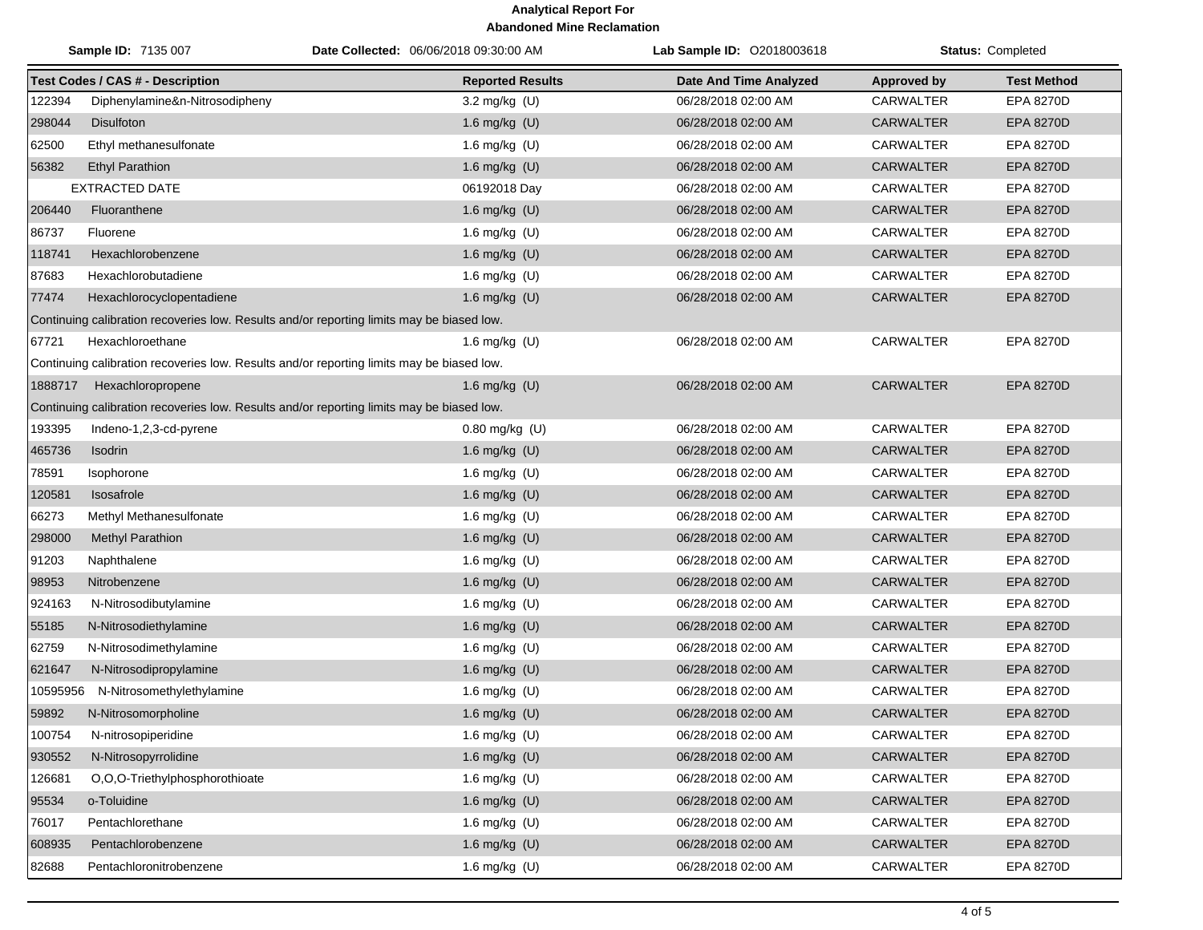# Analytical Report For
## Abandoned Mine Reclamation

**Sample ID:** 7135 007 **Date Collected:** 06/06/2018 09:30:00 AM **Lab Sample ID:** O2018003618 **Status:** Completed

| Test Codes / CAS # - Description | | Reported Results | Date And Time Analyzed | Approved by | Test Method |
|---|---|---|---|---|---|
| 122394 | Diphenylamine&n-Nitrosodipheny | 3.2 mg/kg (U) | 06/28/2018 02:00 AM | CARWALTER | EPA 8270D |
| 298044 | Disulfoton | 1.6 mg/kg (U) | 06/28/2018 02:00 AM | CARWALTER | EPA 8270D |
| 62500 | Ethyl methanesulfonate | 1.6 mg/kg (U) | 06/28/2018 02:00 AM | CARWALTER | EPA 8270D |
| 56382 | Ethyl Parathion | 1.6 mg/kg (U) | 06/28/2018 02:00 AM | CARWALTER | EPA 8270D |
| | EXTRACTED DATE | 06192018 Day | 06/28/2018 02:00 AM | CARWALTER | EPA 8270D |
| 206440 | Fluoranthene | 1.6 mg/kg (U) | 06/28/2018 02:00 AM | CARWALTER | EPA 8270D |
| 86737 | Fluorene | 1.6 mg/kg (U) | 06/28/2018 02:00 AM | CARWALTER | EPA 8270D |
| 118741 | Hexachlorobenzene | 1.6 mg/kg (U) | 06/28/2018 02:00 AM | CARWALTER | EPA 8270D |
| 87683 | Hexachlorobutadiene | 1.6 mg/kg (U) | 06/28/2018 02:00 AM | CARWALTER | EPA 8270D |
| 77474 | Hexachlorocyclopentadiene | 1.6 mg/kg (U) | 06/28/2018 02:00 AM | CARWALTER | EPA 8270D |
| Continuing calibration recoveries low. Results and/or reporting limits may be biased low. | | | | | |
| 67721 | Hexachloroethane | 1.6 mg/kg (U) | 06/28/2018 02:00 AM | CARWALTER | EPA 8270D |
| Continuing calibration recoveries low. Results and/or reporting limits may be biased low. | | | | | |
| 1888717 | Hexachloropropene | 1.6 mg/kg (U) | 06/28/2018 02:00 AM | CARWALTER | EPA 8270D |
| Continuing calibration recoveries low. Results and/or reporting limits may be biased low. | | | | | |
| 193395 | Indeno-1,2,3-cd-pyrene | 0.80 mg/kg (U) | 06/28/2018 02:00 AM | CARWALTER | EPA 8270D |
| 465736 | Isodrin | 1.6 mg/kg (U) | 06/28/2018 02:00 AM | CARWALTER | EPA 8270D |
| 78591 | Isophorone | 1.6 mg/kg (U) | 06/28/2018 02:00 AM | CARWALTER | EPA 8270D |
| 120581 | Isosafrole | 1.6 mg/kg (U) | 06/28/2018 02:00 AM | CARWALTER | EPA 8270D |
| 66273 | Methyl Methanesulfonate | 1.6 mg/kg (U) | 06/28/2018 02:00 AM | CARWALTER | EPA 8270D |
| 298000 | Methyl Parathion | 1.6 mg/kg (U) | 06/28/2018 02:00 AM | CARWALTER | EPA 8270D |
| 91203 | Naphthalene | 1.6 mg/kg (U) | 06/28/2018 02:00 AM | CARWALTER | EPA 8270D |
| 98953 | Nitrobenzene | 1.6 mg/kg (U) | 06/28/2018 02:00 AM | CARWALTER | EPA 8270D |
| 924163 | N-Nitrosodibutylamine | 1.6 mg/kg (U) | 06/28/2018 02:00 AM | CARWALTER | EPA 8270D |
| 55185 | N-Nitrosodiethylamine | 1.6 mg/kg (U) | 06/28/2018 02:00 AM | CARWALTER | EPA 8270D |
| 62759 | N-Nitrosodimethylamine | 1.6 mg/kg (U) | 06/28/2018 02:00 AM | CARWALTER | EPA 8270D |
| 621647 | N-Nitrosodipropylamine | 1.6 mg/kg (U) | 06/28/2018 02:00 AM | CARWALTER | EPA 8270D |
| 10595956 | N-Nitrosomethylethylamine | 1.6 mg/kg (U) | 06/28/2018 02:00 AM | CARWALTER | EPA 8270D |
| 59892 | N-Nitrosomorpholine | 1.6 mg/kg (U) | 06/28/2018 02:00 AM | CARWALTER | EPA 8270D |
| 100754 | N-nitrosopiperidine | 1.6 mg/kg (U) | 06/28/2018 02:00 AM | CARWALTER | EPA 8270D |
| 930552 | N-Nitrosopyrrolidine | 1.6 mg/kg (U) | 06/28/2018 02:00 AM | CARWALTER | EPA 8270D |
| 126681 | O,O,O-Triethylphosphorothioate | 1.6 mg/kg (U) | 06/28/2018 02:00 AM | CARWALTER | EPA 8270D |
| 95534 | o-Toluidine | 1.6 mg/kg (U) | 06/28/2018 02:00 AM | CARWALTER | EPA 8270D |
| 76017 | Pentachlorethane | 1.6 mg/kg (U) | 06/28/2018 02:00 AM | CARWALTER | EPA 8270D |
| 608935 | Pentachlorobenzene | 1.6 mg/kg (U) | 06/28/2018 02:00 AM | CARWALTER | EPA 8270D |
| 82688 | Pentachloronitrobenzene | 1.6 mg/kg (U) | 06/28/2018 02:00 AM | CARWALTER | EPA 8270D |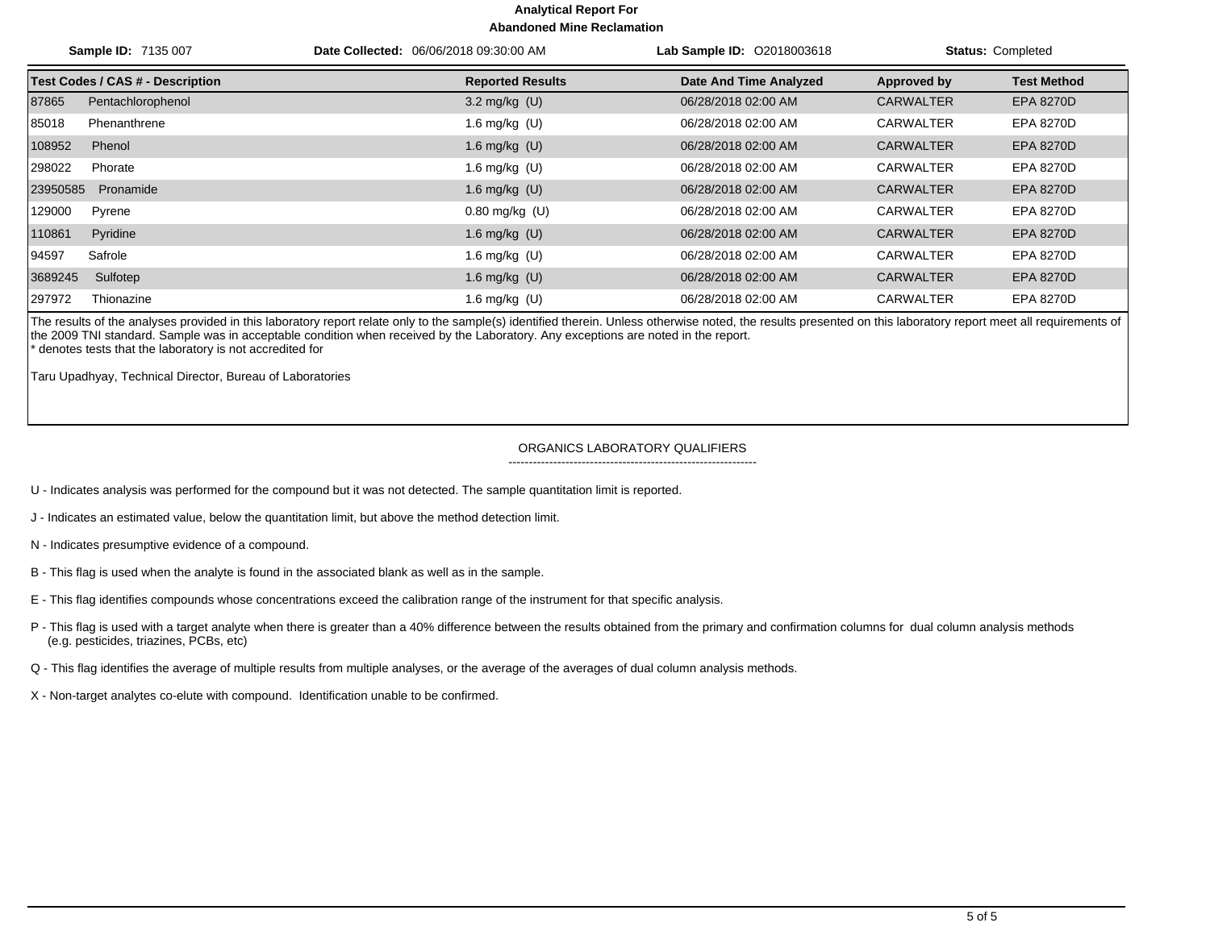**Analytical Report For**
**Abandoned Mine Reclamation**

**Sample ID:** 7135 007 | **Date Collected:** 06/06/2018 09:30:00 AM | **Lab Sample ID:** O2018003618 | **Status:** Completed

| Test Codes / CAS # - Description | | Reported Results | Date And Time Analyzed | Approved by | Test Method |
|---|---|---|---|---|---|
| 87865 | Pentachlorophenol | 3.2 mg/kg (U) | 06/28/2018 02:00 AM | CARWALTER | EPA 8270D |
| 85018 | Phenanthrene | 1.6 mg/kg (U) | 06/28/2018 02:00 AM | CARWALTER | EPA 8270D |
| 108952 | Phenol | 1.6 mg/kg (U) | 06/28/2018 02:00 AM | CARWALTER | EPA 8270D |
| 298022 | Phorate | 1.6 mg/kg (U) | 06/28/2018 02:00 AM | CARWALTER | EPA 8270D |
| 23950585 | Pronamide | 1.6 mg/kg (U) | 06/28/2018 02:00 AM | CARWALTER | EPA 8270D |
| 129000 | Pyrene | 0.80 mg/kg (U) | 06/28/2018 02:00 AM | CARWALTER | EPA 8270D |
| 110861 | Pyridine | 1.6 mg/kg (U) | 06/28/2018 02:00 AM | CARWALTER | EPA 8270D |
| 94597 | Safrole | 1.6 mg/kg (U) | 06/28/2018 02:00 AM | CARWALTER | EPA 8270D |
| 3689245 | Sulfotep | 1.6 mg/kg (U) | 06/28/2018 02:00 AM | CARWALTER | EPA 8270D |
| 297972 | Thionazine | 1.6 mg/kg (U) | 06/28/2018 02:00 AM | CARWALTER | EPA 8270D |

The results of the analyses provided in this laboratory report relate only to the sample(s) identified therein. Unless otherwise noted, the results presented on this laboratory report meet all requirements of the 2009 TNI standard. Sample was in acceptable condition when received by the Laboratory. Any exceptions are noted in the report.
* denotes tests that the laboratory is not accredited for

Taru Upadhyay, Technical Director, Bureau of Laboratories

ORGANICS LABORATORY QUALIFIERS

U - Indicates analysis was performed for the compound but it was not detected. The sample quantitation limit is reported.

J - Indicates an estimated value, below the quantitation limit, but above the method detection limit.

N - Indicates presumptive evidence of a compound.

B - This flag is used when the analyte is found in the associated blank as well as in the sample.

E - This flag identifies compounds whose concentrations exceed the calibration range of the instrument for that specific analysis.

P - This flag is used with a target analyte when there is greater than a 40% difference between the results obtained from the primary and confirmation columns for dual column analysis methods (e.g. pesticides, triazines, PCBs, etc)

Q - This flag identifies the average of multiple results from multiple analyses, or the average of the averages of dual column analysis methods.

X - Non-target analytes co-elute with compound. Identification unable to be confirmed.